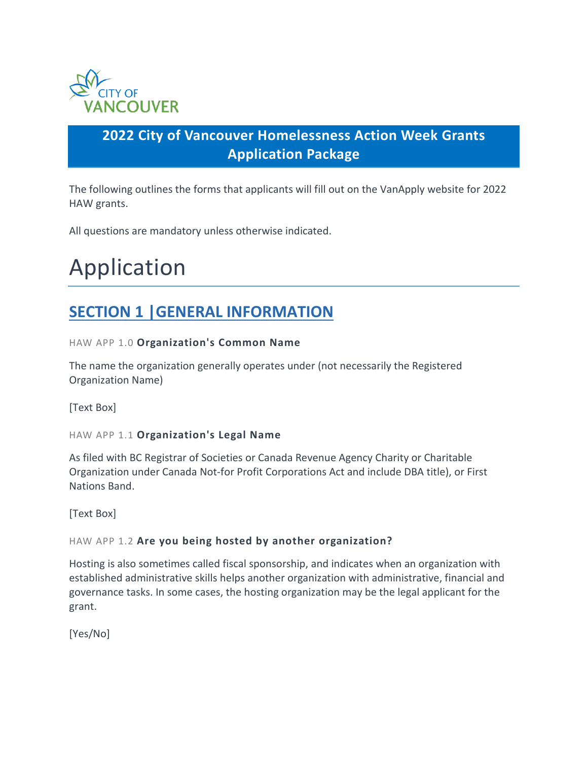CITY OF VANCOUVER

# 2022 City of Vancouver Homelessness Action Week Grants Application Package

The following outlines the forms that applicants will fill out on the VanApply website for 2022 HAW grants.

All questions are mandatory unless otherwise indicated.

# Application

## SECTION 1 |GENERAL INFORMATION

HAW APP 1.0 **Organization's Common Name**

The name the organization generally operates under (not necessarily the Registered Organization Name)

[Text Box]

HAW APP 1.1 **Organization's Legal Name**

As filed with BC Registrar of Societies or Canada Revenue Agency Charity or Charitable Organization under Canada Not-for Profit Corporations Act and include DBA title), or First Nations Band.

[Text Box]

HAW APP 1.2 **Are you being hosted by another organization?**

Hosting is also sometimes called fiscal sponsorship, and indicates when an organization with established administrative skills helps another organization with administrative, financial and governance tasks. In some cases, the hosting organization may be the legal applicant for the grant.

[Yes/No]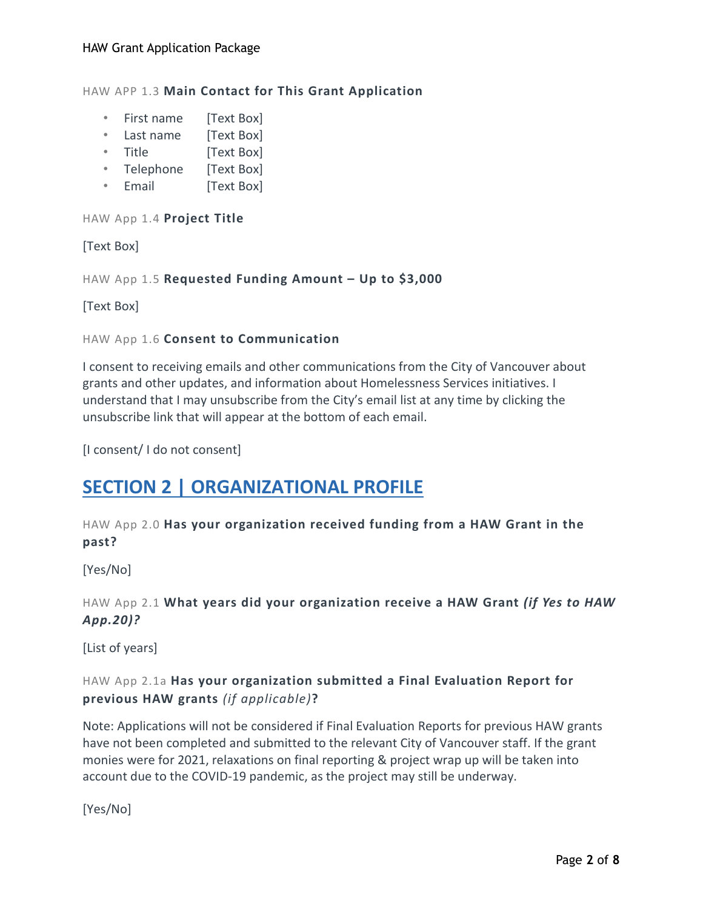HAW APP 1.3 **Main Contact for This Grant Application**

- First name [Text Box]
- Last name [Text Box]
- Title [Text Box]
- Telephone [Text Box]
- Email [Text Box]

HAW App 1.4 **Project Title**

[Text Box]

HAW App 1.5 **Requested Funding Amount – Up to $3,000**

[Text Box]

HAW App 1.6 **Consent to Communication**

I consent to receiving emails and other communications from the City of Vancouver about grants and other updates, and information about Homelessness Services initiatives. I understand that I may unsubscribe from the City's email list at any time by clicking the unsubscribe link that will appear at the bottom of each email.

[I consent/ I do not consent]

## SECTION 2 | ORGANIZATIONAL PROFILE

HAW App 2.0 **Has your organization received funding from a HAW Grant in the past?**

[Yes/No]

HAW App 2.1 **What years did your organization receive a HAW Grant *(if Yes to HAW App.20)?***

[List of years]

HAW App 2.1a **Has your organization submitted a Final Evaluation Report for previous HAW grants** *(if applicable)***?**

Note: Applications will not be considered if Final Evaluation Reports for previous HAW grants have not been completed and submitted to the relevant City of Vancouver staff. If the grant monies were for 2021, relaxations on final reporting & project wrap up will be taken into account due to the COVID-19 pandemic, as the project may still be underway.

[Yes/No]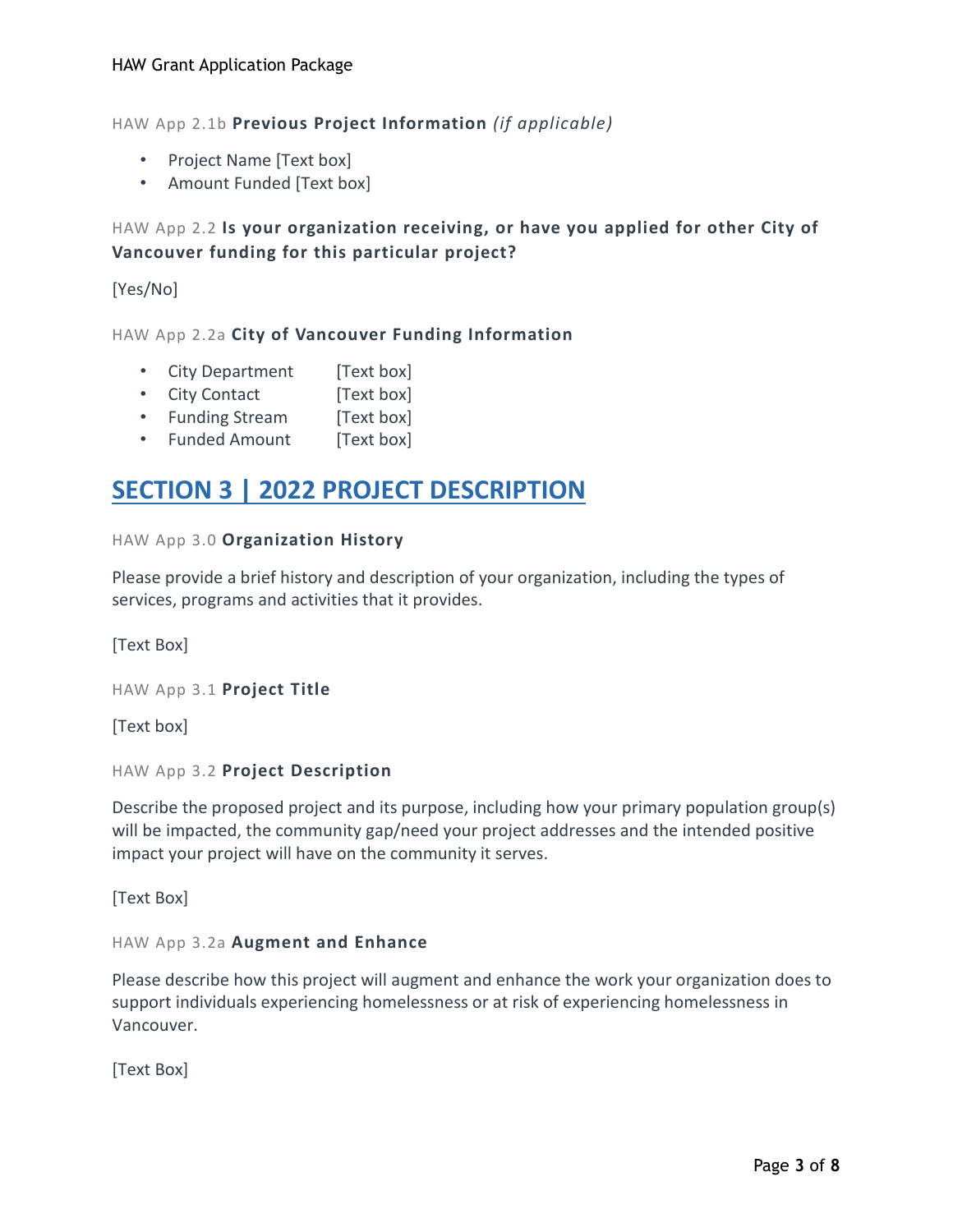HAW App 2.1b **Previous Project Information** *(if applicable)*

- Project Name [Text box]
- Amount Funded [Text box]

HAW App 2.2 **Is your organization receiving, or have you applied for other City of Vancouver funding for this particular project?**

[Yes/No]

HAW App 2.2a **City of Vancouver Funding Information**

- City Department [Text box]
- City Contact [Text box]
- Funding Stream [Text box]
- Funded Amount [Text box]

## SECTION 3 | 2022 PROJECT DESCRIPTION

HAW App 3.0 **Organization History**

Please provide a brief history and description of your organization, including the types of services, programs and activities that it provides.

[Text Box]

HAW App 3.1 **Project Title**

[Text box]

HAW App 3.2 **Project Description**

Describe the proposed project and its purpose, including how your primary population group(s) will be impacted, the community gap/need your project addresses and the intended positive impact your project will have on the community it serves.

[Text Box]

HAW App 3.2a **Augment and Enhance**

Please describe how this project will augment and enhance the work your organization does to support individuals experiencing homelessness or at risk of experiencing homelessness in Vancouver.

[Text Box]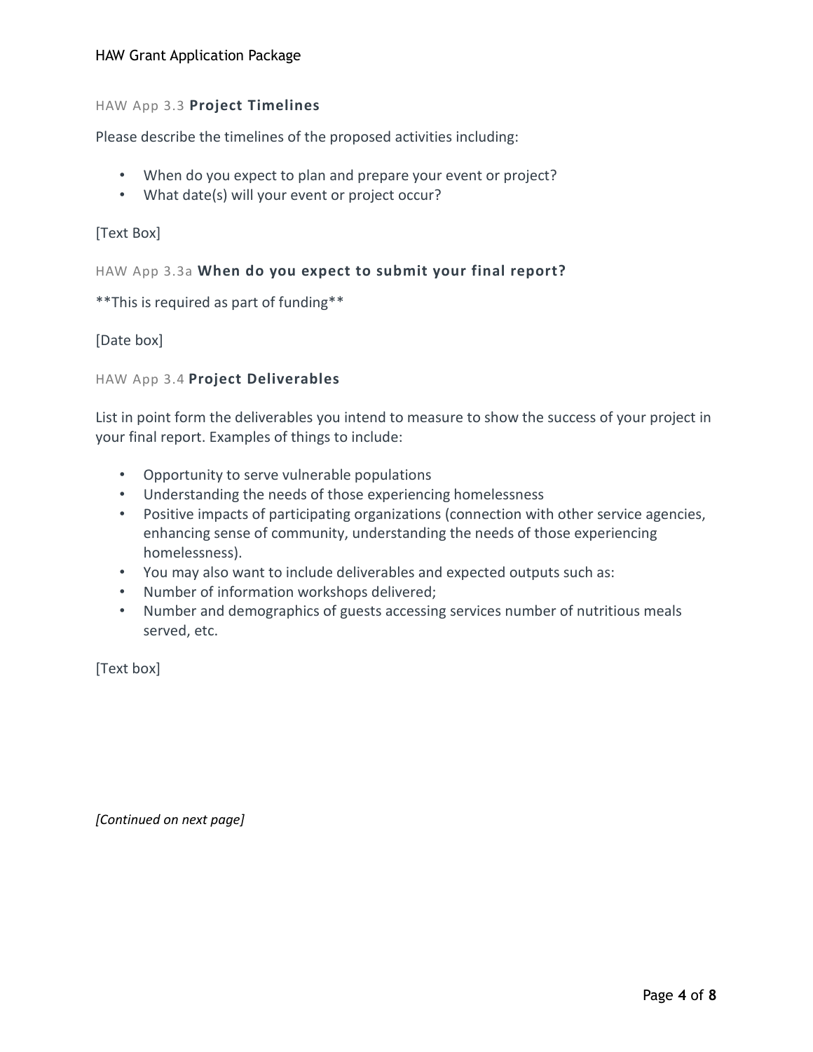### HAW App 3.3 **Project Timelines**

Please describe the timelines of the proposed activities including:

- When do you expect to plan and prepare your event or project?
- What date(s) will your event or project occur?

[Text Box]

### HAW App 3.3a **When do you expect to submit your final report?**

**This is required as part of funding**

[Date box]

### HAW App 3.4 **Project Deliverables**

List in point form the deliverables you intend to measure to show the success of your project in your final report. Examples of things to include:

- Opportunity to serve vulnerable populations
- Understanding the needs of those experiencing homelessness
- Positive impacts of participating organizations (connection with other service agencies, enhancing sense of community, understanding the needs of those experiencing homelessness).
- You may also want to include deliverables and expected outputs such as:
- Number of information workshops delivered;
- Number and demographics of guests accessing services number of nutritious meals served, etc.

[Text box]

*[Continued on next page]*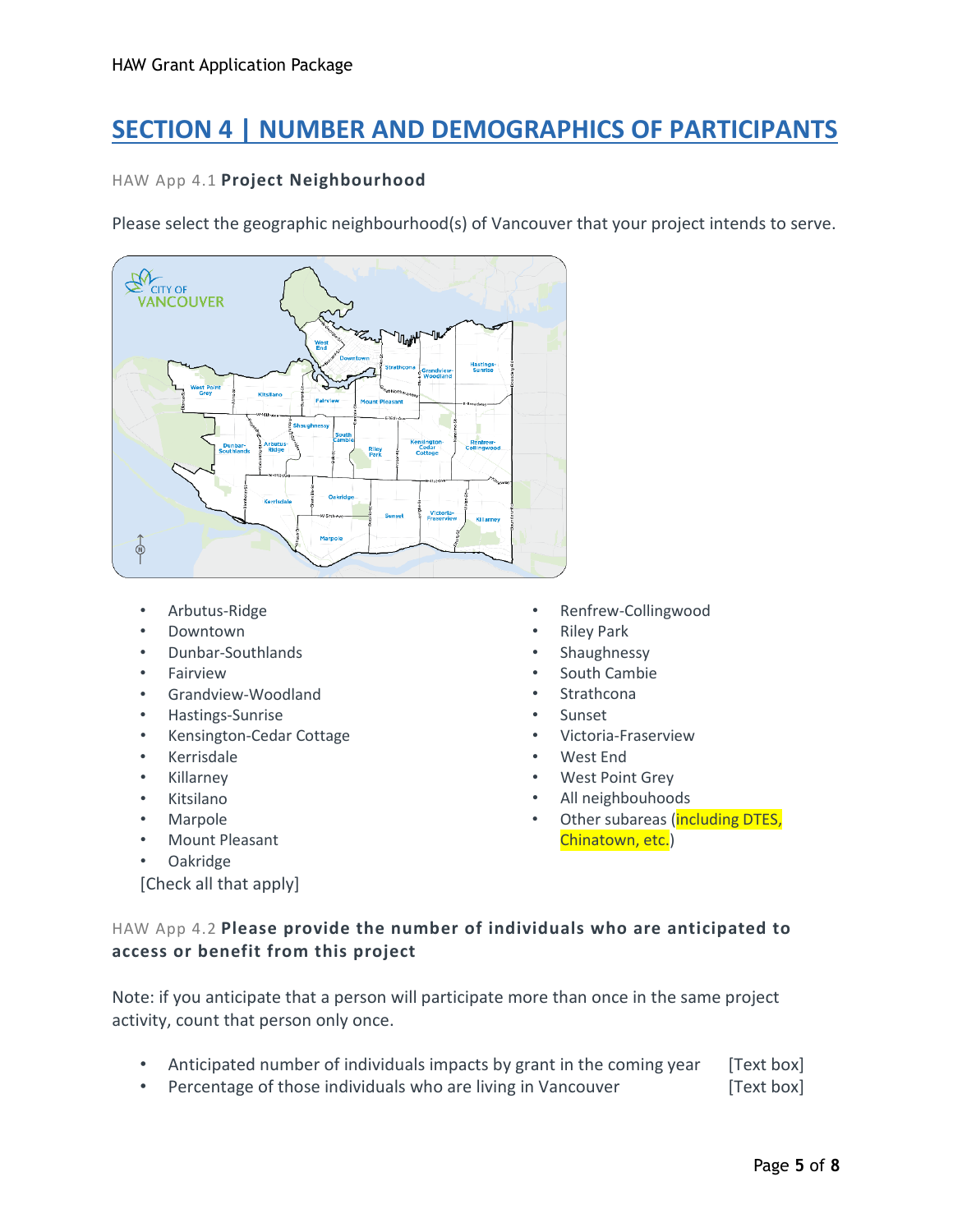## SECTION 4 | NUMBER AND DEMOGRAPHICS OF PARTICIPANTS

HAW App 4.1 **Project Neighbourhood**

Please select the geographic neighbourhood(s) of Vancouver that your project intends to serve.

- Arbutus-Ridge
- Downtown
- Dunbar-Southlands
- Fairview
- Grandview-Woodland
- Hastings-Sunrise
- Kensington-Cedar Cottage
- Kerrisdale
- Killarney
- Kitsilano
- Marpole
- Mount Pleasant
- Oakridge
- Renfrew-Collingwood
- Riley Park
- Shaughnessy
- South Cambie
- Strathcona
- Sunset
- Victoria-Fraserview
- West End
- West Point Grey
- All neighbouhoods
- Other subareas (including DTES, Chinatown, etc.)

[Check all that apply]

HAW App 4.2 **Please provide the number of individuals who are anticipated to access or benefit from this project**

Note: if you anticipate that a person will participate more than once in the same project activity, count that person only once.

- Anticipated number of individuals impacts by grant in the coming year [Text box]
- Percentage of those individuals who are living in Vancouver [Text box]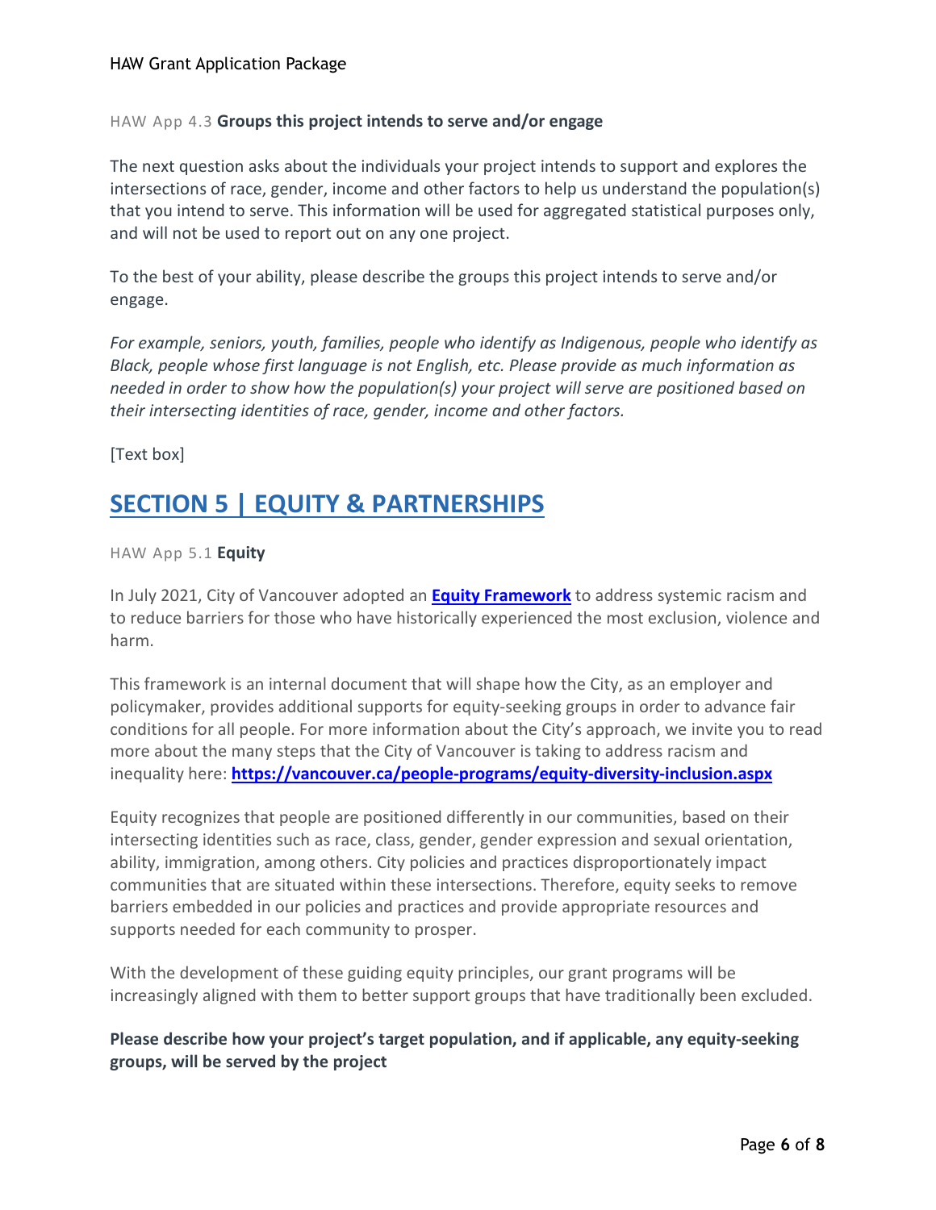HAW App 4.3 **Groups this project intends to serve and/or engage**

The next question asks about the individuals your project intends to support and explores the intersections of race, gender, income and other factors to help us understand the population(s) that you intend to serve. This information will be used for aggregated statistical purposes only, and will not be used to report out on any one project.

To the best of your ability, please describe the groups this project intends to serve and/or engage.

*For example, seniors, youth, families, people who identify as Indigenous, people who identify as Black, people whose first language is not English, etc. Please provide as much information as needed in order to show how the population(s) your project will serve are positioned based on their intersecting identities of race, gender, income and other factors.*

[Text box]

## SECTION 5 | EQUITY & PARTNERSHIPS

HAW App 5.1 **Equity**

In July 2021, City of Vancouver adopted an **Equity Framework** to address systemic racism and to reduce barriers for those who have historically experienced the most exclusion, violence and harm.

This framework is an internal document that will shape how the City, as an employer and policymaker, provides additional supports for equity-seeking groups in order to advance fair conditions for all people. For more information about the City's approach, we invite you to read more about the many steps that the City of Vancouver is taking to address racism and inequality here: **https://vancouver.ca/people-programs/equity-diversity-inclusion.aspx**

Equity recognizes that people are positioned differently in our communities, based on their intersecting identities such as race, class, gender, gender expression and sexual orientation, ability, immigration, among others. City policies and practices disproportionately impact communities that are situated within these intersections. Therefore, equity seeks to remove barriers embedded in our policies and practices and provide appropriate resources and supports needed for each community to prosper.

With the development of these guiding equity principles, our grant programs will be increasingly aligned with them to better support groups that have traditionally been excluded.

**Please describe how your project's target population, and if applicable, any equity-seeking groups, will be served by the project**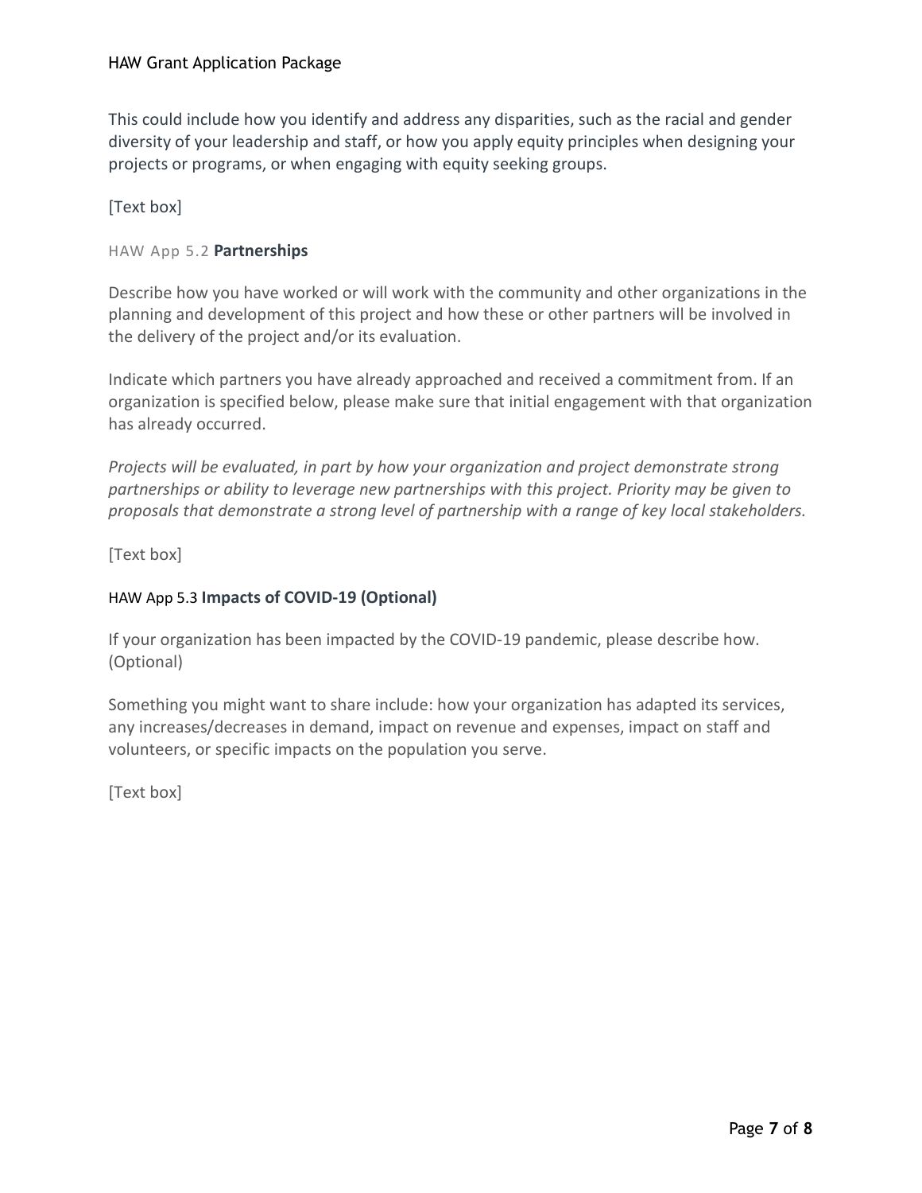This could include how you identify and address any disparities, such as the racial and gender diversity of your leadership and staff, or how you apply equity principles when designing your projects or programs, or when engaging with equity seeking groups.

[Text box]

### HAW App 5.2 **Partnerships**

Describe how you have worked or will work with the community and other organizations in the planning and development of this project and how these or other partners will be involved in the delivery of the project and/or its evaluation.

Indicate which partners you have already approached and received a commitment from. If an organization is specified below, please make sure that initial engagement with that organization has already occurred.

*Projects will be evaluated, in part by how your organization and project demonstrate strong partnerships or ability to leverage new partnerships with this project. Priority may be given to proposals that demonstrate a strong level of partnership with a range of key local stakeholders.*

[Text box]

### HAW App 5.3 **Impacts of COVID-19 (Optional)**

If your organization has been impacted by the COVID-19 pandemic, please describe how. (Optional)

Something you might want to share include: how your organization has adapted its services, any increases/decreases in demand, impact on revenue and expenses, impact on staff and volunteers, or specific impacts on the population you serve.

[Text box]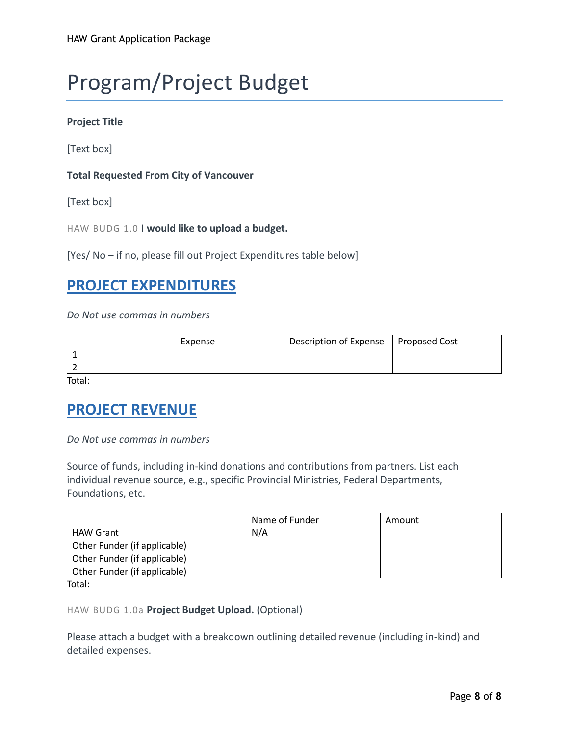# Program/Project Budget

**Project Title**

[Text box]

**Total Requested From City of Vancouver**

[Text box]

HAW BUDG 1.0 **I would like to upload a budget.**

[Yes/ No – if no, please fill out Project Expenditures table below]

## PROJECT EXPENDITURES

*Do Not use commas in numbers*

| | Expense | Description of Expense | Proposed Cost |
|---|---|---|---|
| 1 | | | |
| 2 | | | |

Total:

## PROJECT REVENUE

*Do Not use commas in numbers*

Source of funds, including in-kind donations and contributions from partners. List each individual revenue source, e.g., specific Provincial Ministries, Federal Departments, Foundations, etc.

| | Name of Funder | Amount |
|---|---|---|
| HAW Grant | N/A | |
| Other Funder (if applicable) | | |
| Other Funder (if applicable) | | |
| Other Funder (if applicable) | | |

Total:

HAW BUDG 1.0a **Project Budget Upload.** (Optional)

Please attach a budget with a breakdown outlining detailed revenue (including in-kind) and detailed expenses.